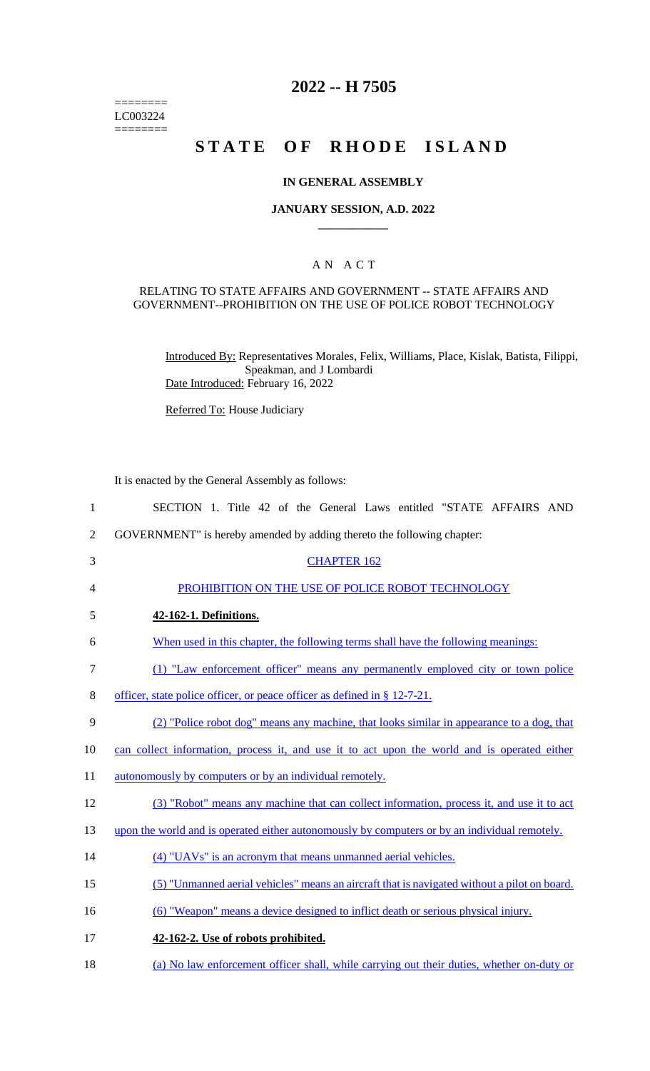========
LC003224
========

# 2022 -- H 7505

# STATE OF RHODE ISLAND

## IN GENERAL ASSEMBLY

### JANUARY SESSION, A.D. 2022

## A N A C T

RELATING TO STATE AFFAIRS AND GOVERNMENT -- STATE AFFAIRS AND GOVERNMENT--PROHIBITION ON THE USE OF POLICE ROBOT TECHNOLOGY

Introduced By: Representatives Morales, Felix, Williams, Place, Kislak, Batista, Filippi, Speakman, and J Lombardi

Date Introduced: February 16, 2022

Referred To: House Judiciary

It is enacted by the General Assembly as follows:

1 SECTION 1. Title 42 of the General Laws entitled "STATE AFFAIRS AND
2 GOVERNMENT" is hereby amended by adding thereto the following chapter:

3 CHAPTER 162

4 PROHIBITION ON THE USE OF POLICE ROBOT TECHNOLOGY

5 **42-162-1. Definitions.**

6 When used in this chapter, the following terms shall have the following meanings:

7 (1) "Law enforcement officer" means any permanently employed city or town police
8 officer, state police officer, or peace officer as defined in § 12-7-21.

9 (2) "Police robot dog" means any machine, that looks similar in appearance to a dog, that
10 can collect information, process it, and use it to act upon the world and is operated either
11 autonomously by computers or by an individual remotely.

12 (3) "Robot" means any machine that can collect information, process it, and use it to act
13 upon the world and is operated either autonomously by computers or by an individual remotely.

14 (4) "UAVs" is an acronym that means unmanned aerial vehicles.

15 (5) "Unmanned aerial vehicles" means an aircraft that is navigated without a pilot on board.

16 (6) "Weapon" means a device designed to inflict death or serious physical injury.

17 **42-162-2. Use of robots prohibited.**

18 (a) No law enforcement officer shall, while carrying out their duties, whether on-duty or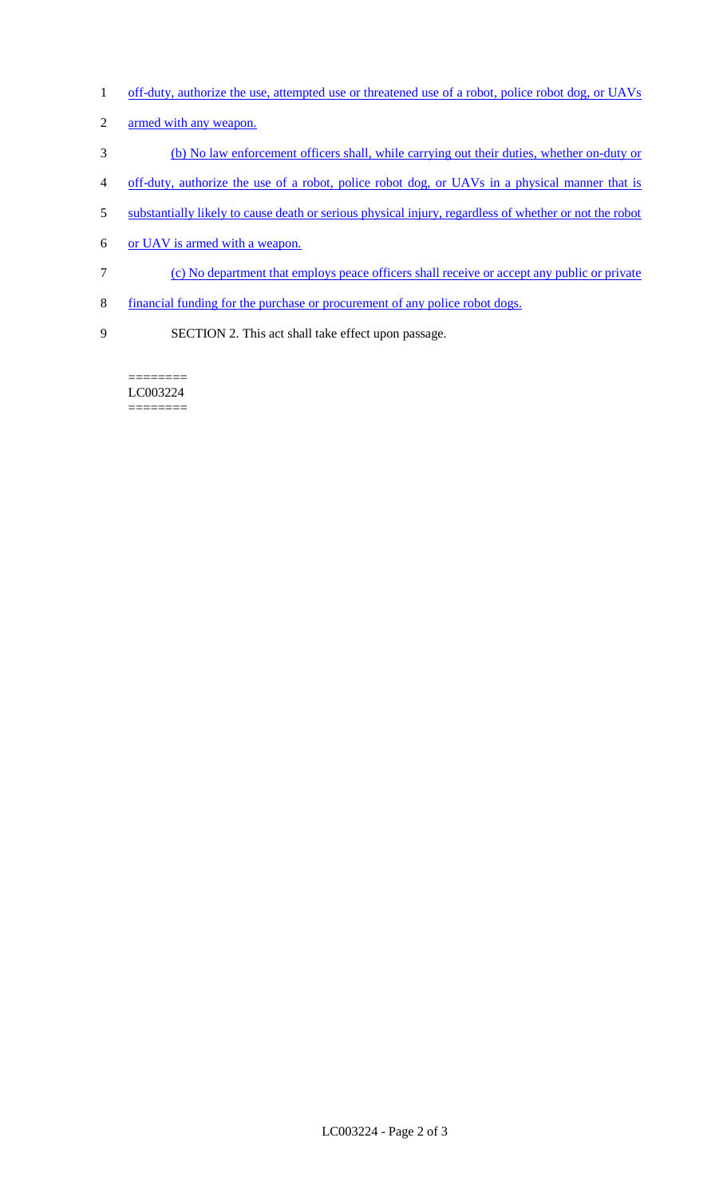off-duty, authorize the use, attempted use or threatened use of a robot, police robot dog, or UAVs armed with any weapon.

(b) No law enforcement officers shall, while carrying out their duties, whether on-duty or off-duty, authorize the use of a robot, police robot dog, or UAVs in a physical manner that is substantially likely to cause death or serious physical injury, regardless of whether or not the robot or UAV is armed with a weapon.

(c) No department that employs peace officers shall receive or accept any public or private financial funding for the purchase or procurement of any police robot dogs.

SECTION 2. This act shall take effect upon passage.

========
LC003224
========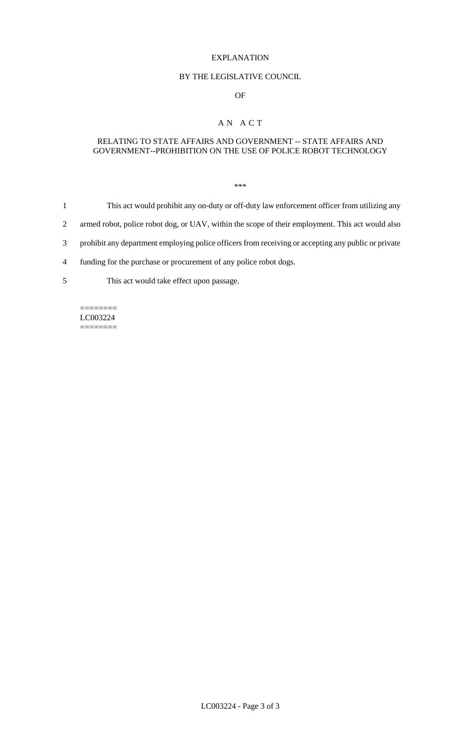EXPLANATION

BY THE LEGISLATIVE COUNCIL

OF

# A N A C T

RELATING TO STATE AFFAIRS AND GOVERNMENT -- STATE AFFAIRS AND GOVERNMENT--PROHIBITION ON THE USE OF POLICE ROBOT TECHNOLOGY

***

1 This act would prohibit any on-duty or off-duty law enforcement officer from utilizing any
2 armed robot, police robot dog, or UAV, within the scope of their employment. This act would also
3 prohibit any department employing police officers from receiving or accepting any public or private
4 funding for the purchase or procurement of any police robot dogs.
5 This act would take effect upon passage.

========
LC003224
========